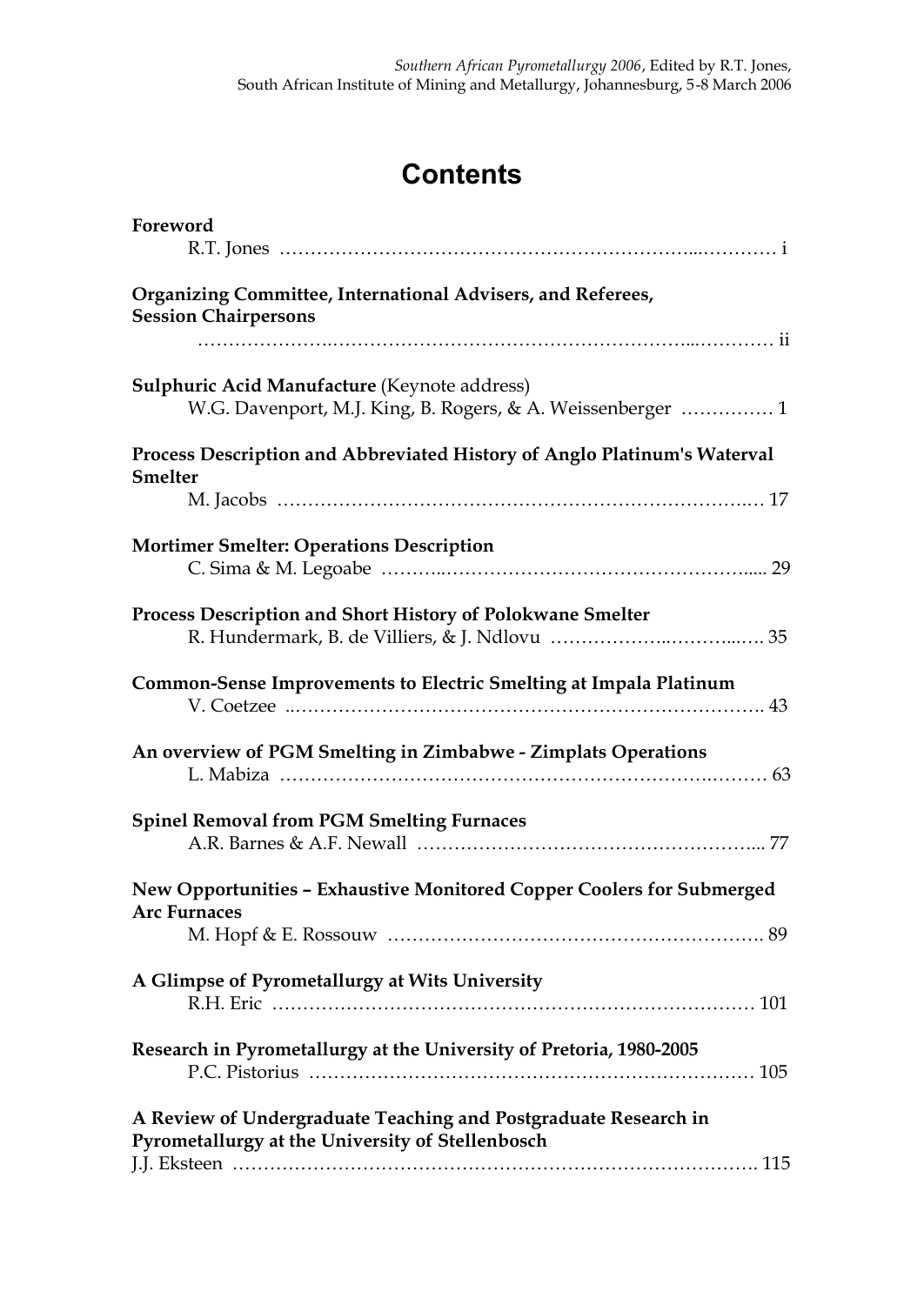# Contents

**Foreword**
R.T. Jones ………………………………………………………………...………… i

**Organizing Committee, International Advisers, and Referees, Session Chairpersons**
…………………..………………………………………………...………… ii

**Sulphuric Acid Manufacture** (Keynote address)
W.G. Davenport, M.J. King, B. Rogers, & A. Weissenberger …………… 1

**Process Description and Abbreviated History of Anglo Platinum's Waterval Smelter**
M. Jacobs ……………………………………………………………….… 17

**Mortimer Smelter: Operations Description**
C. Sima & M. Legoabe ………..……………………………………….…..... 29

**Process Description and Short History of Polokwane Smelter**
R. Hundermark, B. de Villiers, & J. Ndlovu ………………..………...…. 35

**Common-Sense Improvements to Electric Smelting at Impala Platinum**
V. Coetzee ..……………………………………………………………….. 43

**An overview of PGM Smelting in Zimbabwe - Zimplats Operations**
L. Mabiza …………………………………………………………….……… 63

**Spinel Removal from PGM Smelting Furnaces**
A.R. Barnes & A.F. Newall ……………………………………………... 77

**New Opportunities – Exhaustive Monitored Copper Coolers for Submerged Arc Furnaces**
M. Hopf & E. Rossouw …………………………………………………. 89

**A Glimpse of Pyrometallurgy at Wits University**
R.H. Eric ………………………………………………………………… 101

**Research in Pyrometallurgy at the University of Pretoria, 1980-2005**
P.C. Pistorius ……………………………………………………………… 105

**A Review of Undergraduate Teaching and Postgraduate Research in Pyrometallurgy at the University of Stellenbosch**
J.J. Eksteen ………………………………………………………………………. 115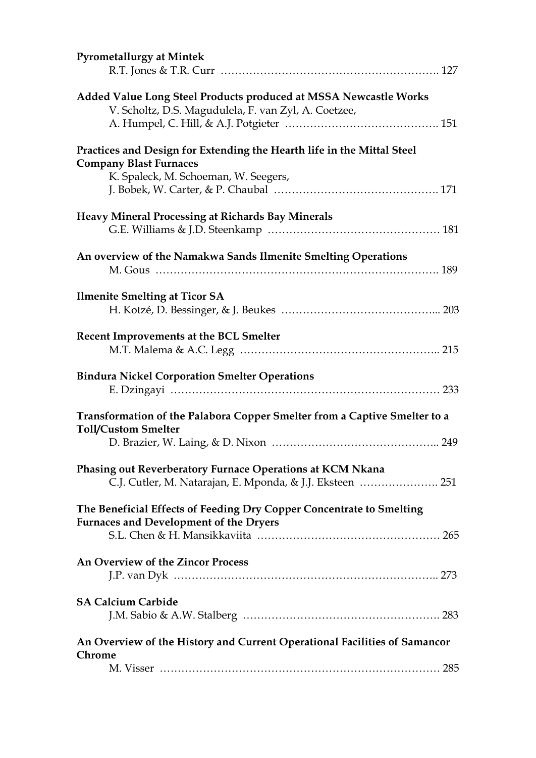**Pyrometallurgy at Mintek**
R.T. Jones & T.R. Curr ……………………………………………………. 127

**Added Value Long Steel Products produced at MSSA Newcastle Works**
V. Scholtz, D.S. Magudulela, F. van Zyl, A. Coetzee,
A. Humpel, C. Hill, & A.J. Potgieter ……………………………………. 151

**Practices and Design for Extending the Hearth life in the Mittal Steel Company Blast Furnaces**
K. Spaleck, M. Schoeman, W. Seegers,
J. Bobek, W. Carter, & P. Chaubal ………………………………………. 171

**Heavy Mineral Processing at Richards Bay Minerals**
G.E. Williams & J.D. Steenkamp ………………………………………… 181

**An overview of the Namakwa Sands Ilmenite Smelting Operations**
M. Gous ……………………………………………………………………. 189

**Ilmenite Smelting at Ticor SA**
H. Kotzé, D. Bessinger, & J. Beukes ……………………………………... 203

**Recent Improvements at the BCL Smelter**
M.T. Malema & A.C. Legg ……………………………………………….. 215

**Bindura Nickel Corporation Smelter Operations**
E. Dzingayi ………………………………………………………………… 233

**Transformation of the Palabora Copper Smelter from a Captive Smelter to a Toll/Custom Smelter**
D. Brazier, W. Laing, & D. Nixon ………………………………………... 249

**Phasing out Reverberatory Furnace Operations at KCM Nkana**
C.J. Cutler, M. Natarajan, E. Mponda, & J.J. Eksteen …………………. 251

**The Beneficial Effects of Feeding Dry Copper Concentrate to Smelting Furnaces and Development of the Dryers**
S.L. Chen & H. Mansikkaviita …………………………………………… 265

**An Overview of the Zincor Process**
J.P. van Dyk ……………………………………………………………….. 273

**SA Calcium Carbide**
J.M. Sabio & A.W. Stalberg ………………………………………………. 283

**An Overview of the History and Current Operational Facilities of Samancor Chrome**
M. Visser …………………………………………………………………… 285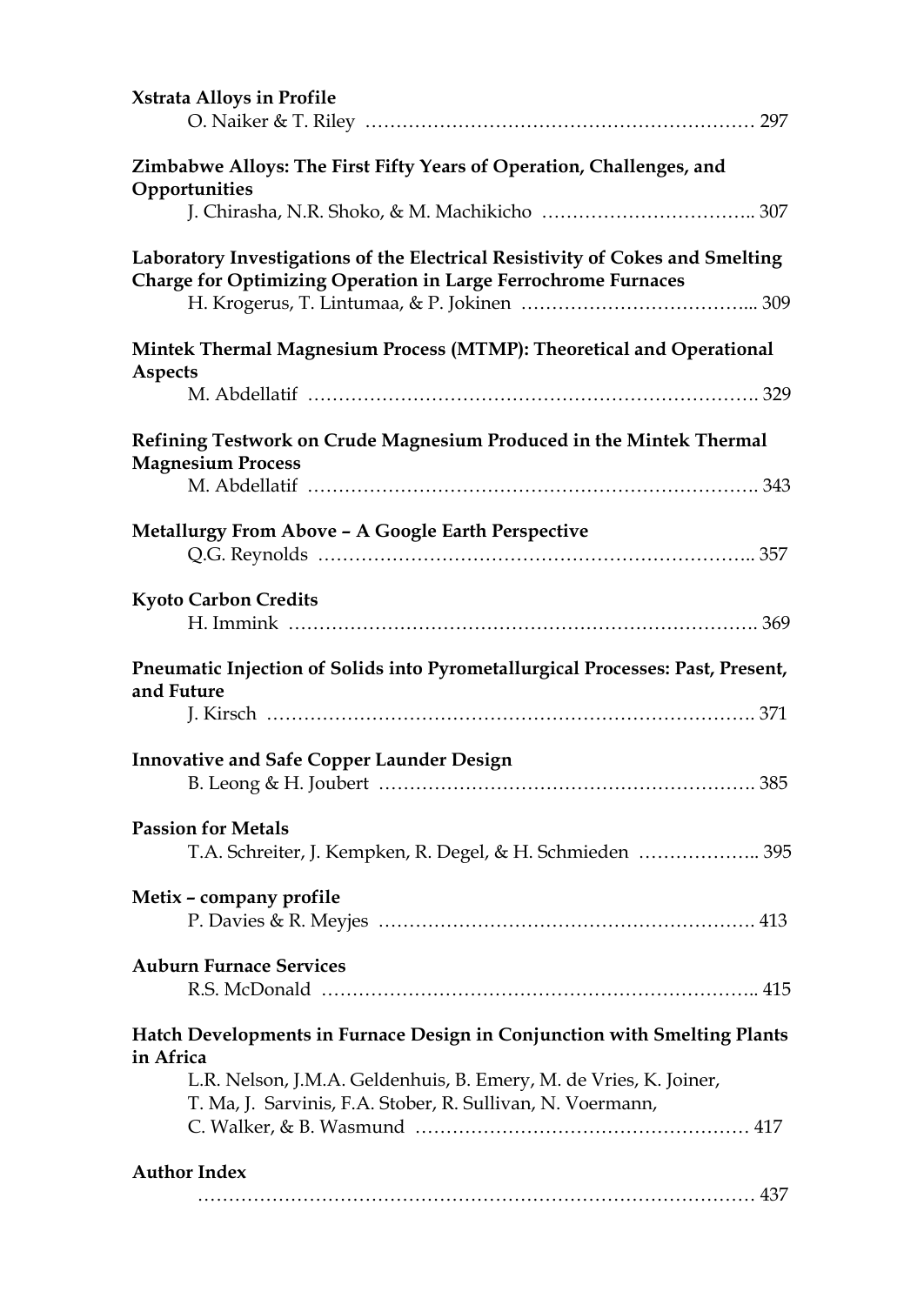**Xstrata Alloys in Profile**
O. Naiker & T. Riley ………………………………………………………… 297

**Zimbabwe Alloys: The First Fifty Years of Operation, Challenges, and Opportunities**
J. Chirasha, N.R. Shoko, & M. Machikicho …………………………….. 307

**Laboratory Investigations of the Electrical Resistivity of Cokes and Smelting Charge for Optimizing Operation in Large Ferrochrome Furnaces**
H. Krogerus, T. Lintumaa, & P. Jokinen ……………………………... 309

**Mintek Thermal Magnesium Process (MTMP): Theoretical and Operational Aspects**
M. Abdellatif ……………………………………………………………. 329

**Refining Testwork on Crude Magnesium Produced in the Mintek Thermal Magnesium Process**
M. Abdellatif ……………………………………………………………. 343

**Metallurgy From Above – A Google Earth Perspective**
Q.G. Reynolds ………………………………………………………….. 357

**Kyoto Carbon Credits**
H. Immink ………………………………………………………………. 369

**Pneumatic Injection of Solids into Pyrometallurgical Processes: Past, Present, and Future**
J. Kirsch …………………………………………………………………. 371

**Innovative and Safe Copper Launder Design**
B. Leong & H. Joubert …………………………………………………. 385

**Passion for Metals**
T.A. Schreiter, J. Kempken, R. Degel, & H. Schmieden ……………….. 395

**Metix – company profile**
P. Davies & R. Meyjes …………………………………………………. 413

**Auburn Furnace Services**
R.S. McDonald ………………………………………………………….. 415

**Hatch Developments in Furnace Design in Conjunction with Smelting Plants in Africa**
L.R. Nelson, J.M.A. Geldenhuis, B. Emery, M. de Vries, K. Joiner, T. Ma, J. Sarvinis, F.A. Stober, R. Sullivan, N. Voermann, C. Walker, & B. Wasmund ……………………………………………… 417

**Author Index**
……………………………………………………………………………… 437